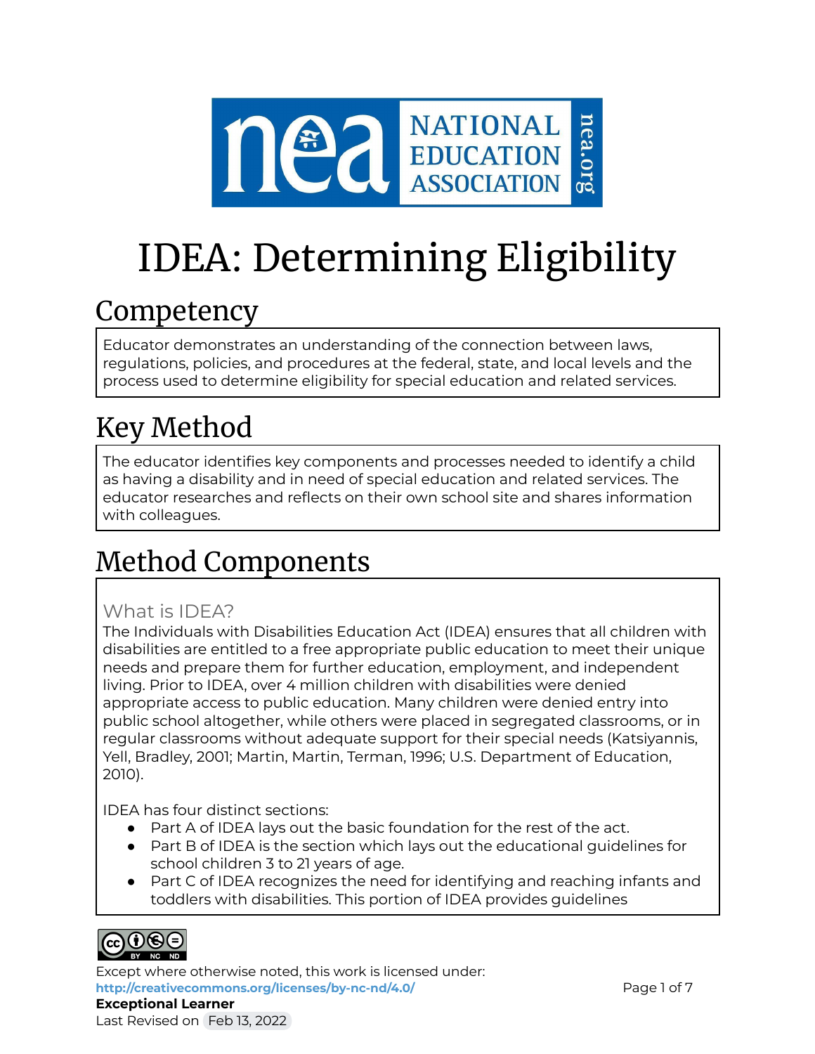# IDEA: Determining Eligibility

## Competency

Educator demonstrates an understanding of the connection between laws, regulations, policies, and procedures at the federal, state, and local levels and the process used to determine eligibility for special education and related services.

## Key Method

The educator identifies key components and processes needed to identify a child as having a disability and in need of special education and related services. The educator researches and reflects on their own school site and shares information with colleagues.

## Method Components

### What is IDEA?

The Individuals with Disabilities Education Act (IDEA) ensures that all children with disabilities are entitled to a free appropriate public education to meet their unique needs and prepare them for further education, employment, and independent living. Prior to IDEA, over 4 million children with disabilities were denied appropriate access to public education. Many children were denied entry into public school altogether, while others were placed in segregated classrooms, or in regular classrooms without adequate support for their special needs (Katsiyannis, Yell, Bradley, 2001; Martin, Martin, Terman, 1996; U.S. Department of Education, 2010).

IDEA has four distinct sections:

- Part A of IDEA lays out the basic foundation for the rest of the act.
- Part B of IDEA is the section which lays out the educational guidelines for school children 3 to 21 years of age.
- Part C of IDEA recognizes the need for identifying and reaching infants and toddlers with disabilities. This portion of IDEA provides guidelines

Except where otherwise noted, this work is licensed under:
http://creativecommons.org/licenses/by-nc-nd/4.0/

**Exceptional Learner**

Last Revised on Feb 13, 2022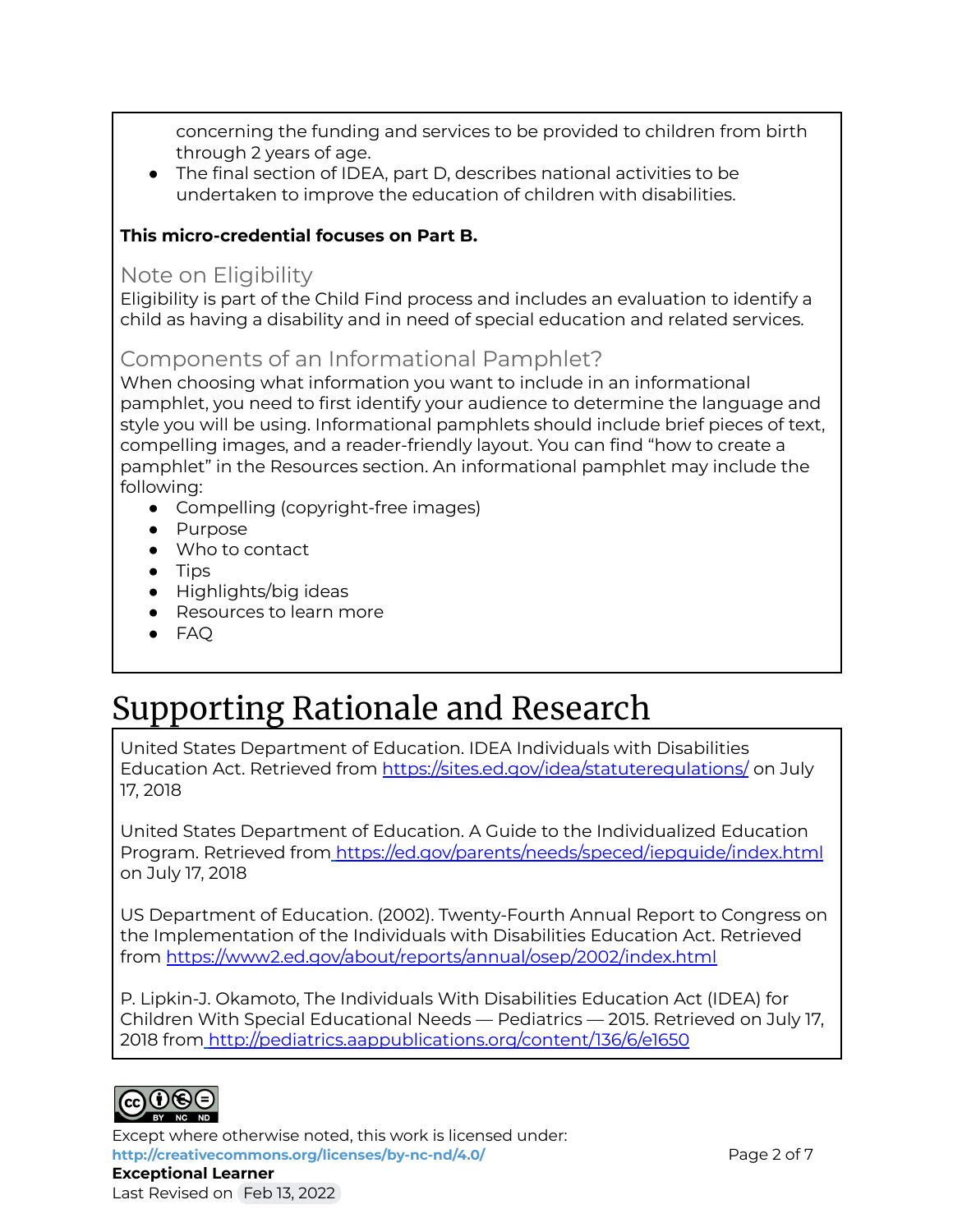concerning the funding and services to be provided to children from birth through 2 years of age.

- The final section of IDEA, part D, describes national activities to be undertaken to improve the education of children with disabilities.

**This micro-credential focuses on Part B.**

### Note on Eligibility

Eligibility is part of the Child Find process and includes an evaluation to identify a child as having a disability and in need of special education and related services.

### Components of an Informational Pamphlet?

When choosing what information you want to include in an informational pamphlet, you need to first identify your audience to determine the language and style you will be using. Informational pamphlets should include brief pieces of text, compelling images, and a reader-friendly layout. You can find "how to create a pamphlet" in the Resources section. An informational pamphlet may include the following:

- Compelling (copyright-free images)
- Purpose
- Who to contact
- Tips
- Highlights/big ideas
- Resources to learn more
- FAQ

# Supporting Rationale and Research

United States Department of Education. IDEA Individuals with Disabilities Education Act. Retrieved from https://sites.ed.gov/idea/statuteregulations/ on July 17, 2018

United States Department of Education. A Guide to the Individualized Education Program. Retrieved from https://ed.gov/parents/needs/speced/iepguide/index.html on July 17, 2018

US Department of Education. (2002). Twenty-Fourth Annual Report to Congress on the Implementation of the Individuals with Disabilities Education Act. Retrieved from https://www2.ed.gov/about/reports/annual/osep/2002/index.html

P. Lipkin-J. Okamoto, The Individuals With Disabilities Education Act (IDEA) for Children With Special Educational Needs — Pediatrics — 2015. Retrieved on July 17, 2018 from http://pediatrics.aappublications.org/content/136/6/e1650

Except where otherwise noted, this work is licensed under:
**http://creativecommons.org/licenses/by-nc-nd/4.0/**
**Exceptional Learner**
Last Revised on Feb 13, 2022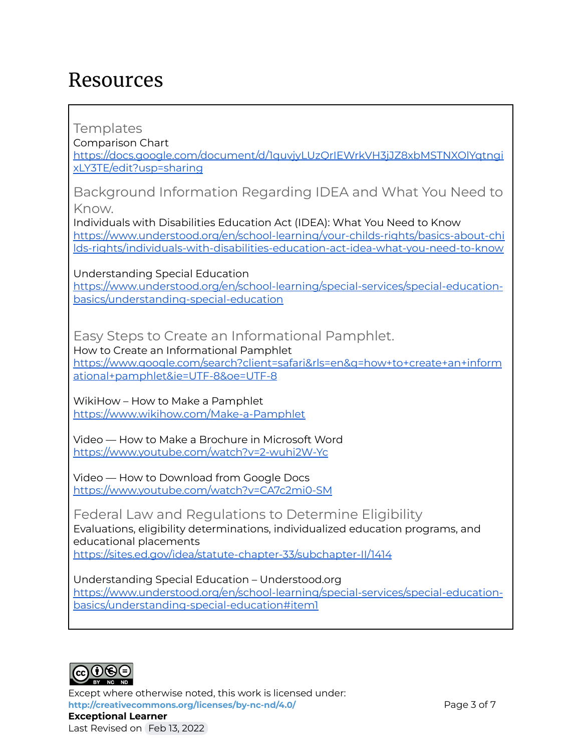# Resources

## Templates

Comparison Chart
https://docs.google.com/document/d/1quvjyLUzQrIEWrkVH3jJZ8xbMSTNXOlYqtngixLY3TE/edit?usp=sharing

## Background Information Regarding IDEA and What You Need to Know.

Individuals with Disabilities Education Act (IDEA): What You Need to Know
https://www.understood.org/en/school-learning/your-childs-rights/basics-about-childs-rights/individuals-with-disabilities-education-act-idea-what-you-need-to-know

Understanding Special Education
https://www.understood.org/en/school-learning/special-services/special-education-basics/understanding-special-education

## Easy Steps to Create an Informational Pamphlet.

How to Create an Informational Pamphlet
https://www.google.com/search?client=safari&rls=en&q=how+to+create+an+informational+pamphlet&ie=UTF-8&oe=UTF-8

WikiHow – How to Make a Pamphlet
https://www.wikihow.com/Make-a-Pamphlet

Video — How to Make a Brochure in Microsoft Word
https://www.youtube.com/watch?v=2-wuhi2W-Yc

Video — How to Download from Google Docs
https://www.youtube.com/watch?v=CA7c2mi0-SM

## Federal Law and Regulations to Determine Eligibility

Evaluations, eligibility determinations, individualized education programs, and educational placements
https://sites.ed.gov/idea/statute-chapter-33/subchapter-II/1414

Understanding Special Education – Understood.org
https://www.understood.org/en/school-learning/special-services/special-education-basics/understanding-special-education#item1

Except where otherwise noted, this work is licensed under:
**http://creativecommons.org/licenses/by-nc-nd/4.0/**
**Exceptional Learner**
Last Revised on Feb 13, 2022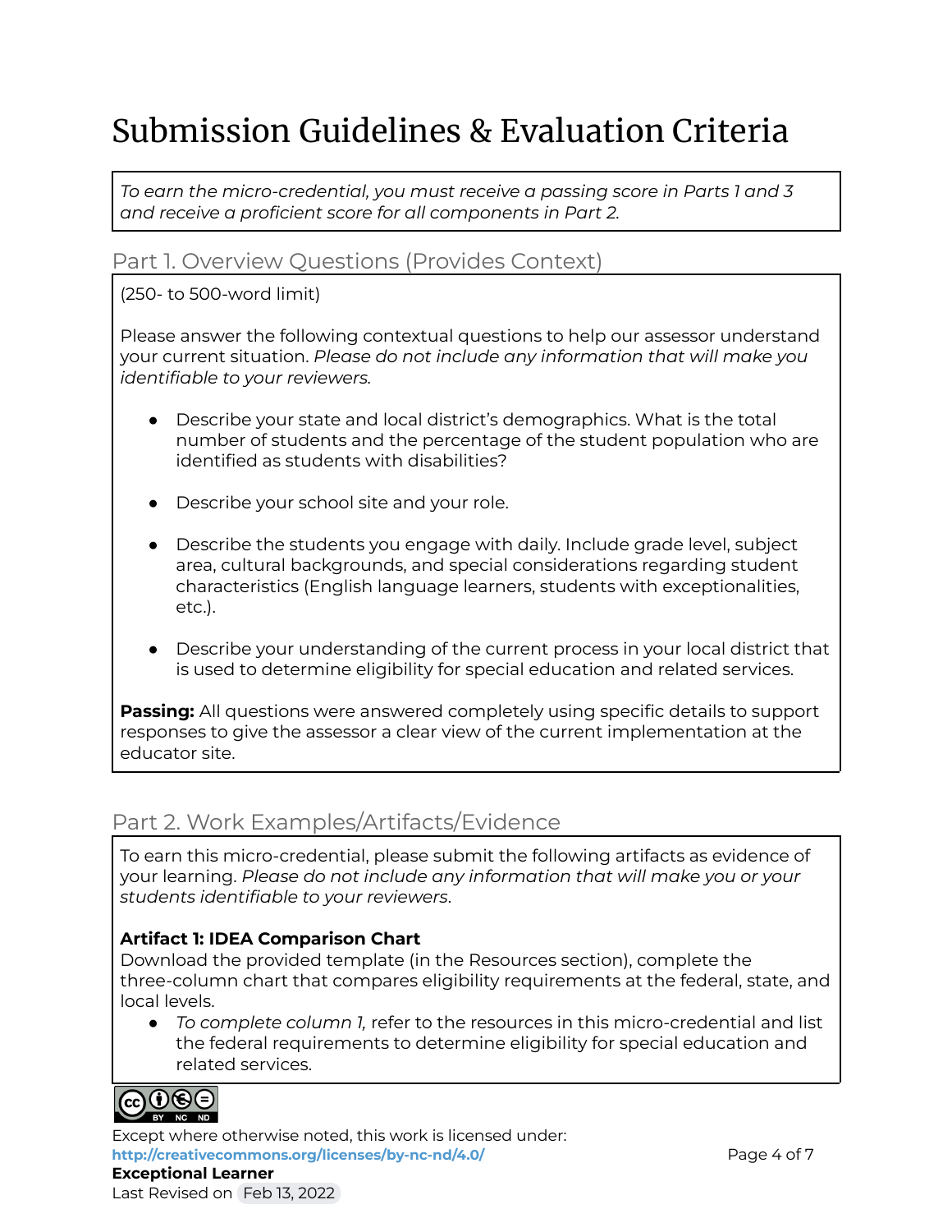# Submission Guidelines & Evaluation Criteria

*To earn the micro-credential, you must receive a passing score in Parts 1 and 3 and receive a proficient score for all components in Part 2.*

## Part 1. Overview Questions (Provides Context)

(250- to 500-word limit)

Please answer the following contextual questions to help our assessor understand your current situation. *Please do not include any information that will make you identifiable to your reviewers.*

- Describe your state and local district's demographics. What is the total number of students and the percentage of the student population who are identified as students with disabilities?
- Describe your school site and your role.
- Describe the students you engage with daily. Include grade level, subject area, cultural backgrounds, and special considerations regarding student characteristics (English language learners, students with exceptionalities, etc.).
- Describe your understanding of the current process in your local district that is used to determine eligibility for special education and related services.

**Passing:** All questions were answered completely using specific details to support responses to give the assessor a clear view of the current implementation at the educator site.

## Part 2. Work Examples/Artifacts/Evidence

To earn this micro-credential, please submit the following artifacts as evidence of your learning. *Please do not include any information that will make you or your students identifiable to your reviewers*.

**Artifact 1: IDEA Comparison Chart**
Download the provided template (in the Resources section), complete the three-column chart that compares eligibility requirements at the federal, state, and local levels.

- *To complete column 1,* refer to the resources in this micro-credential and list the federal requirements to determine eligibility for special education and related services.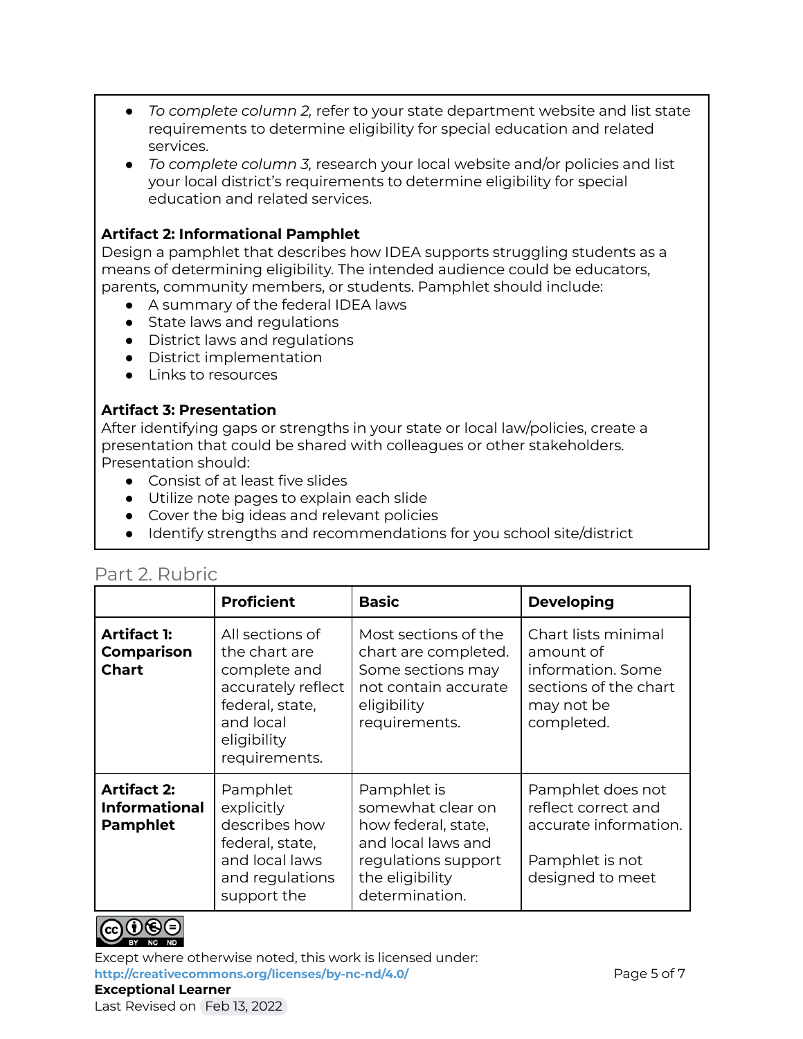- *To complete column 2,* refer to your state department website and list state requirements to determine eligibility for special education and related services.
- *To complete column 3,* research your local website and/or policies and list your local district's requirements to determine eligibility for special education and related services.

**Artifact 2: Informational Pamphlet**
Design a pamphlet that describes how IDEA supports struggling students as a means of determining eligibility. The intended audience could be educators, parents, community members, or students. Pamphlet should include:

- A summary of the federal IDEA laws
- State laws and regulations
- District laws and regulations
- District implementation
- Links to resources

**Artifact 3: Presentation**
After identifying gaps or strengths in your state or local law/policies, create a presentation that could be shared with colleagues or other stakeholders. Presentation should:

- Consist of at least five slides
- Utilize note pages to explain each slide
- Cover the big ideas and relevant policies
- Identify strengths and recommendations for you school site/district

## Part 2. Rubric

| | **Proficient** | **Basic** | **Developing** |
|---|---|---|---|
| **Artifact 1: Comparison Chart** | All sections of the chart are complete and accurately reflect federal, state, and local eligibility requirements. | Most sections of the chart are completed. Some sections may not contain accurate eligibility requirements. | Chart lists minimal amount of information. Some sections of the chart may not be completed. |
| **Artifact 2: Informational Pamphlet** | Pamphlet explicitly describes how federal, state, and local laws and regulations support the | Pamphlet is somewhat clear on how federal, state, and local laws and regulations support the eligibility determination. | Pamphlet does not reflect correct and accurate information.<br><br>Pamphlet is not designed to meet |

Except where otherwise noted, this work is licensed under:
http://creativecommons.org/licenses/by-nc-nd/4.0/
**Exceptional Learner**
Last Revised on Feb 13, 2022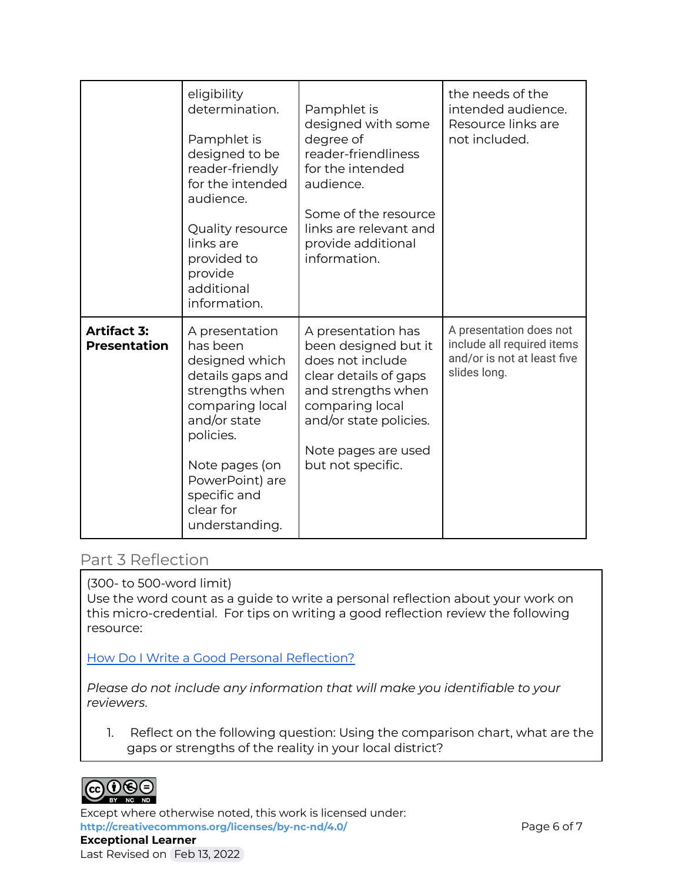| | | | |
|---|---|---|---|
| | eligibility determination.<br><br>Pamphlet is designed to be reader-friendly for the intended audience.<br><br>Quality resource links are provided to provide additional information. | Pamphlet is designed with some degree of reader-friendliness for the intended audience.<br><br>Some of the resource links are relevant and provide additional information. | the needs of the intended audience. Resource links are not included. |
| **Artifact 3: Presentation** | A presentation has been designed which details gaps and strengths when comparing local and/or state policies.<br><br>Note pages (on PowerPoint) are specific and clear for understanding. | A presentation has been designed but it does not include clear details of gaps and strengths when comparing local and/or state policies.<br><br>Note pages are used but not specific. | A presentation does not include all required items and/or is not at least five slides long. |

## Part 3 Reflection

(300- to 500-word limit)
Use the word count as a guide to write a personal reflection about your work on this micro-credential. For tips on writing a good reflection review the following resource:

[How Do I Write a Good Personal Reflection?]()

*Please do not include any information that will make you identifiable to your reviewers.*

1. Reflect on the following question: Using the comparison chart, what are the gaps or strengths of the reality in your local district?

Except where otherwise noted, this work is licensed under:
**http://creativecommons.org/licenses/by-nc-nd/4.0/**
**Exceptional Learner**
Last Revised on Feb 13, 2022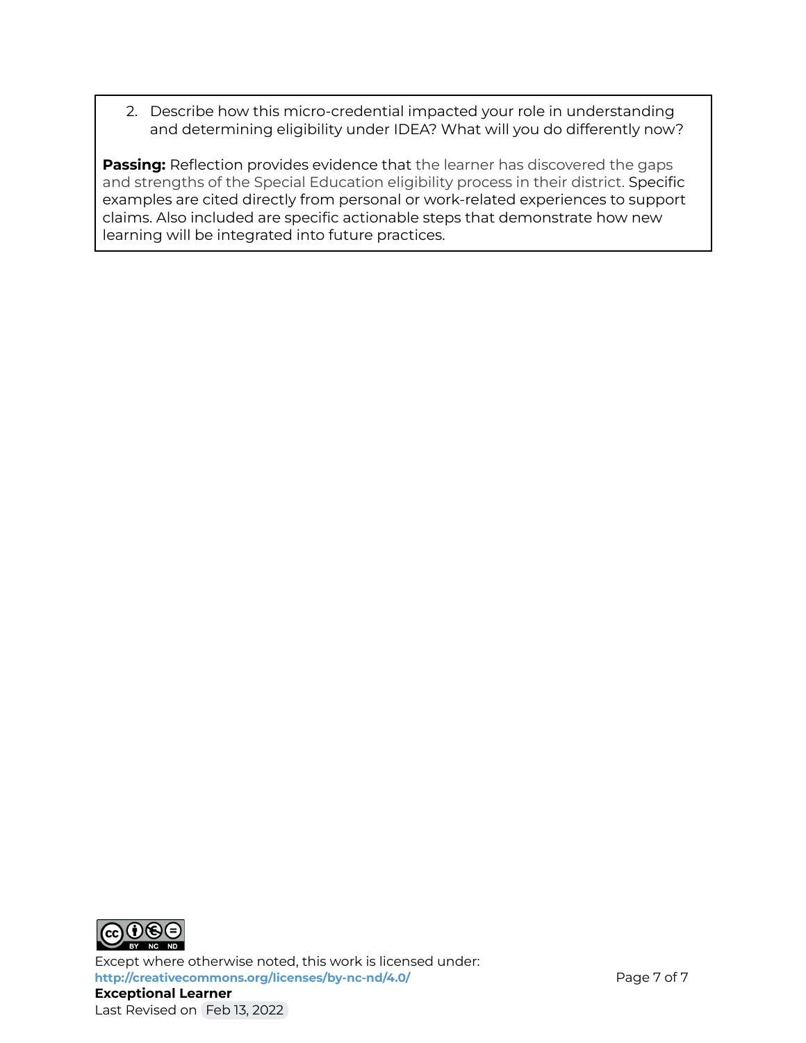2. Describe how this micro-credential impacted your role in understanding and determining eligibility under IDEA? What will you do differently now?

**Passing:** Reflection provides evidence that the learner has discovered the gaps and strengths of the Special Education eligibility process in their district. Specific examples are cited directly from personal or work-related experiences to support claims. Also included are specific actionable steps that demonstrate how new learning will be integrated into future practices.